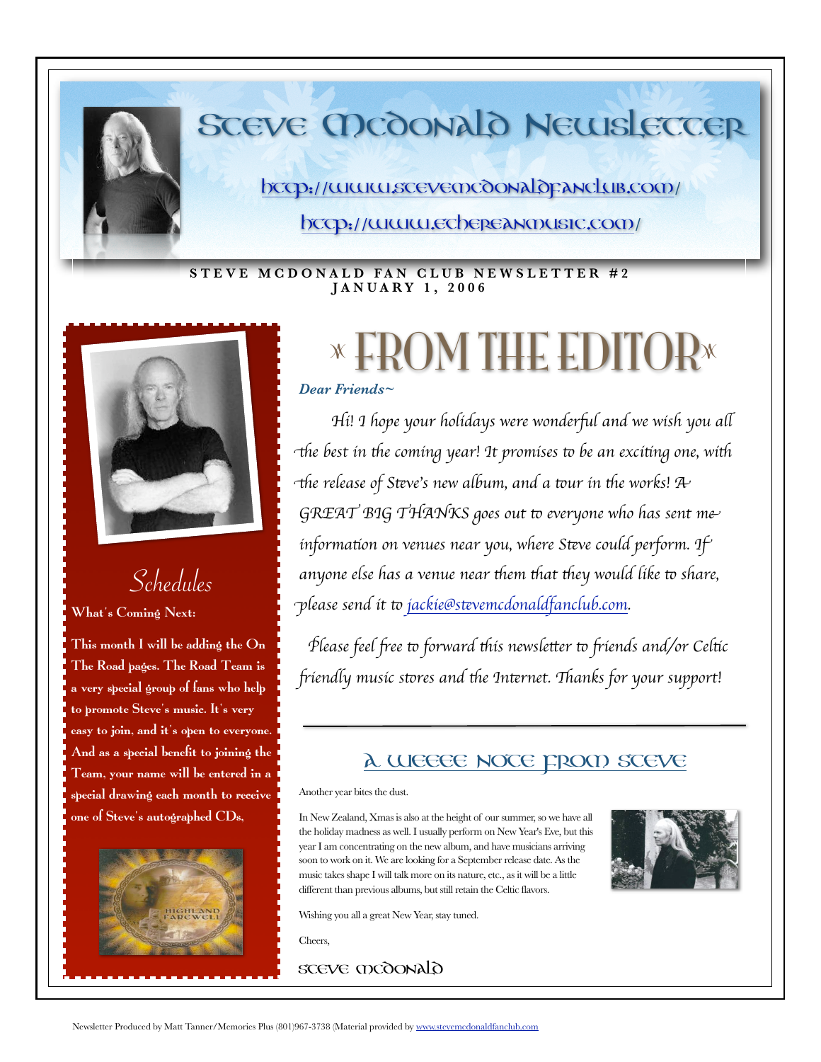# Steve McDonald Newsletter

http://www.stevemcdonaldfanclub.com/

http://www.ethereanmusic.com/

**STEVE MCDONALD FAN CLUB NEWSLETTER #2**
**JANUARY 1, 2006**

## Schedules

**What's Coming Next:**

**This month I will be adding the On The Road pages. The Road Team is a very special group of fans who help to promote Steve's music. It's very easy to join, and it's open to everyone. And as a special benefit to joining the Team, your name will be entered in a special drawing each month to receive one of Steve's autographed CDs.**

## FROM THE EDITOR

***Dear Friends~***

*Hi! I hope your holidays were wonderful and we wish you all the best in the coming year! It promises to be an exciting one, with the release of Steve's new album, and a tour in the works! A GREAT BIG THANKS goes out to everyone who has sent me information on venues near you, where Steve could perform. If anyone else has a venue near them that they would like to share, please send it to jackie@stevemcdonaldfanclub.com.*

*Please feel free to forward this newsletter to friends and/or Celtic friendly music stores and the Internet. Thanks for your support!*

---

## A Weeee Note From Steve

Another year bites the dust.

In New Zealand, Xmas is also at the height of our summer, so we have all the holiday madness as well. I usually perform on New Year's Eve, but this year I am concentrating on the new album, and have musicians arriving soon to work on it. We are looking for a September release date. As the music takes shape I will talk more on its nature, etc., as it will be a little different than previous albums, but still retain the Celtic flavors.

Wishing you all a great New Year, stay tuned.

Cheers,

Steve McDonald

Newsletter Produced by Matt Tanner/Memories Plus (801)967-3738 (Material provided by www.stevemcdonaldfanclub.com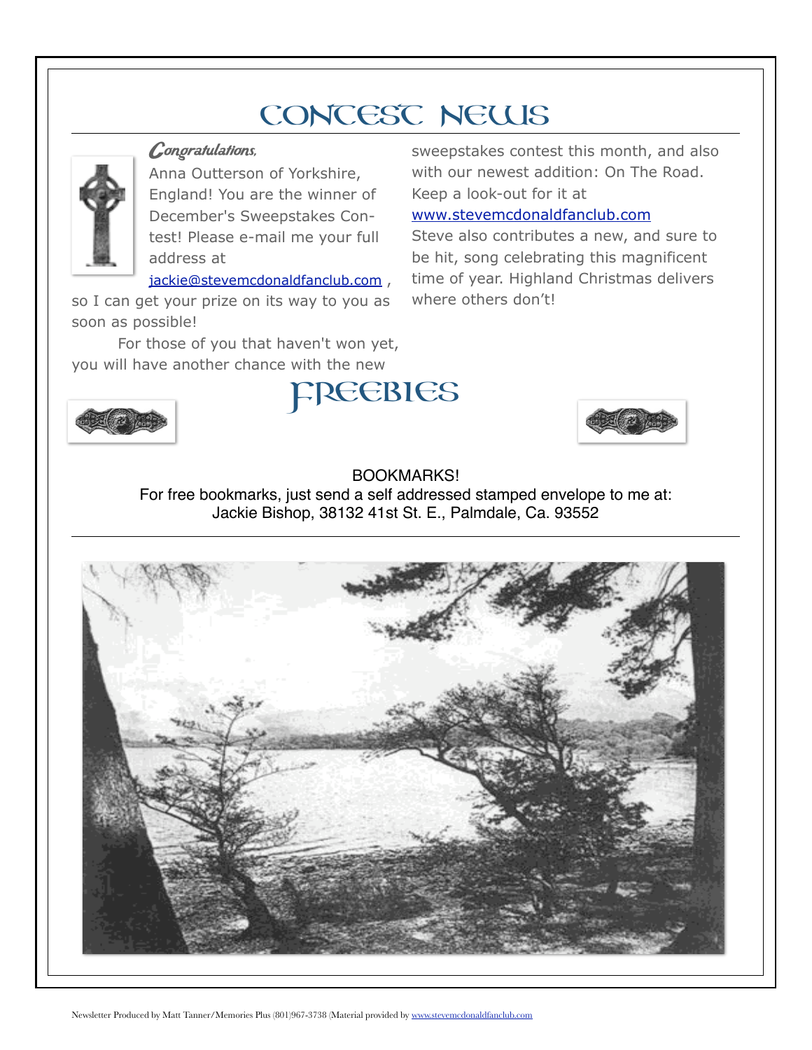# CONTEST NEWS

*Congratulations,*

Anna Outterson of Yorkshire, England! You are the winner of December's Sweepstakes Contest! Please e-mail me your full address at jackie@stevemcdonaldfanclub.com , so I can get your prize on its way to you as soon as possible!

For those of you that haven't won yet, you will have another chance with the new sweepstakes contest this month, and also with our newest addition: On The Road. Keep a look-out for it at www.stevemcdonaldfanclub.com

Steve also contributes a new, and sure to be hit, song celebrating this magnificent time of year. Highland Christmas delivers where others don't!

# FREEBIES

BOOKMARKS!

For free bookmarks, just send a self addressed stamped envelope to me at:
Jackie Bishop, 38132 41st St. E., Palmdale, Ca. 93552

Newsletter Produced by Matt Tanner/Memories Plus (801)967-3738 (Material provided by www.stevemcdonaldfanclub.com